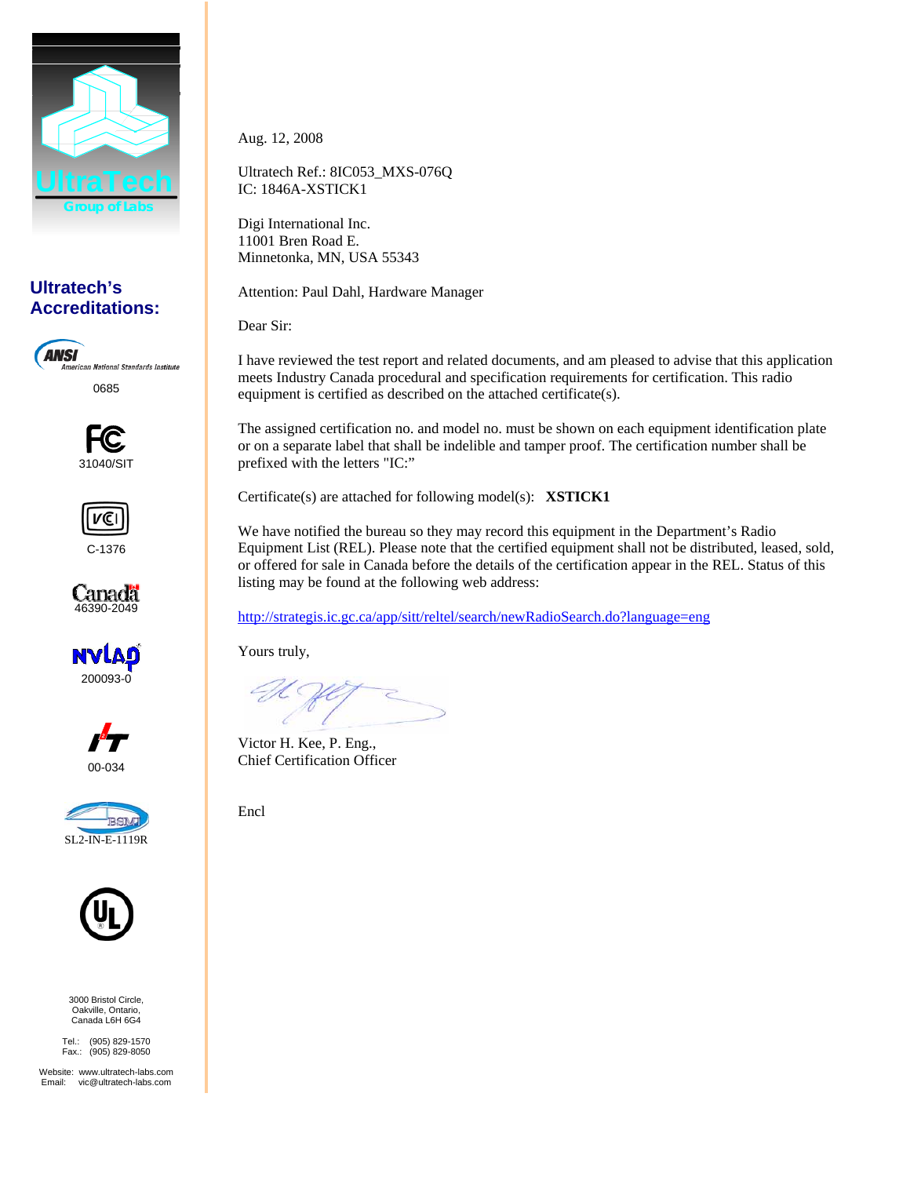UltraTech
Group of Labs

**Ultratech's Accreditations:**

ANSI American National Standards Institute
0685

FC
31040/SIT

VCI
C-1376

Canada
46390-2049

NVLAP
200093-0

IT
00-034

BSMI
SL2-IN-E-1119R

UL

3000 Bristol Circle,
Oakville, Ontario,
Canada L6H 6G4

Tel.: (905) 829-1570
Fax.: (905) 829-8050

Website: www.ultratech-labs.com
Email: vic@ultratech-labs.com

Aug. 12, 2008

Ultratech Ref.: 8IC053_MXS-076Q
IC: 1846A-XSTICK1

Digi International Inc.
11001 Bren Road E.
Minnetonka, MN, USA 55343

Attention: Paul Dahl, Hardware Manager

Dear Sir:

I have reviewed the test report and related documents, and am pleased to advise that this application meets Industry Canada procedural and specification requirements for certification. This radio equipment is certified as described on the attached certificate(s).

The assigned certification no. and model no. must be shown on each equipment identification plate or on a separate label that shall be indelible and tamper proof. The certification number shall be prefixed with the letters "IC:"

Certificate(s) are attached for following model(s): **XSTICK1**

We have notified the bureau so they may record this equipment in the Department's Radio Equipment List (REL). Please note that the certified equipment shall not be distributed, leased, sold, or offered for sale in Canada before the details of the certification appear in the REL. Status of this listing may be found at the following web address:

http://strategis.ic.gc.ca/app/sitt/reltel/search/newRadioSearch.do?language=eng

Yours truly,

Victor H. Kee, P. Eng.,
Chief Certification Officer

Encl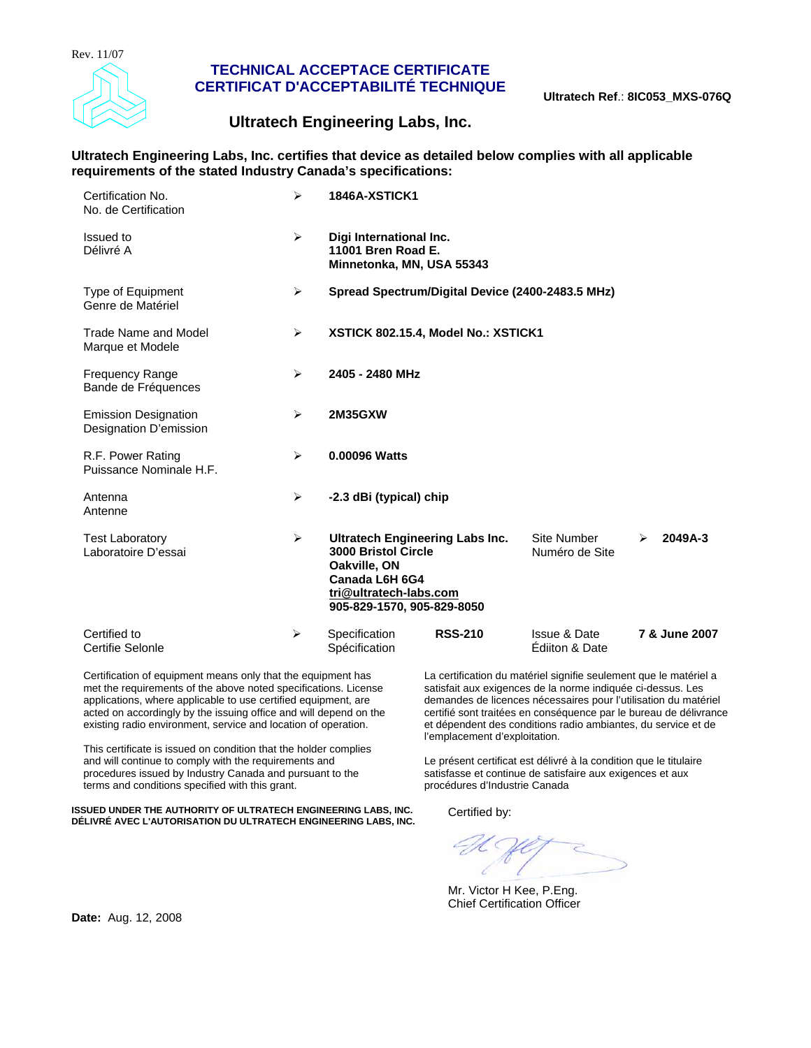Rev. 11/07

# TECHNICAL ACCEPTACE CERTIFICATE
# CERTIFICAT D'ACCEPTABILITÉ TECHNIQUE

**Ultratech Ref**.: **8IC053_MXS-076Q**

## Ultratech Engineering Labs, Inc.

**Ultratech Engineering Labs, Inc. certifies that device as detailed below complies with all applicable requirements of the stated Industry Canada's specifications:**

| | | | | |
|---|---|---|---|---|
| Certification No.<br>No. de Certification | ➢ **1846A-XSTICK1** | | | |
| Issued to<br>Délivré A | ➢ **Digi International Inc.**<br>**11001 Bren Road E.**<br>**Minnetonka, MN, USA 55343** | | | |
| Type of Equipment<br>Genre de Matériel | ➢ **Spread Spectrum/Digital Device (2400-2483.5 MHz)** | | | |
| Trade Name and Model<br>Marque et Modele | ➢ **XSTICK 802.15.4, Model No.: XSTICK1** | | | |
| Frequency Range<br>Bande de Fréquences | ➢ **2405 - 2480 MHz** | | | |
| Emission Designation<br>Designation D'emission | ➢ **2M35GXW** | | | |
| R.F. Power Rating<br>Puissance Nominale H.F. | ➢ **0.00096 Watts** | | | |
| Antenna<br>Antenne | ➢ **-2.3 dBi (typical) chip** | | | |
| Test Laboratory<br>Laboratoire D'essai | ➢ **Ultratech Engineering Labs Inc.**<br>**3000 Bristol Circle**<br>**Oakville, ON**<br>**Canada L6H 6G4**<br>**tri@ultratech-labs.com**<br>**905-829-1570, 905-829-8050** | | Site Number<br>Numéro de Site | ➢ **2049A-3** |
| Certified to<br>Certifie Selonle | ➢ Specification<br>Spécification | **RSS-210** | Issue & Date<br>Éditon & Date | **7 & June 2007** |

Certification of equipment means only that the equipment has met the requirements of the above noted specifications. License applications, where applicable to use certified equipment, are acted on accordingly by the issuing office and will depend on the existing radio environment, service and location of operation.

This certificate is issued on condition that the holder complies and will continue to comply with the requirements and procedures issued by Industry Canada and pursuant to the terms and conditions specified with this grant.

La certification du matériel signifie seulement que le matériel a satisfait aux exigences de la norme indiquée ci-dessus. Les demandes de licences nécessaires pour l'utilisation du matériel certifié sont traitées en conséquence par le bureau de délivrance et dépendent des conditions radio ambiantes, du service et de l'emplacement d'exploitation.

Le présent certificat est délivré à la condition que le titulaire satisfasse et continue de satisfaire aux exigences et aux procédures d'Industrie Canada

**ISSUED UNDER THE AUTHORITY OF ULTRATECH ENGINEERING LABS, INC.**
**DÉLIVRÉ AVEC L'AUTORISATION DU ULTRATECH ENGINEERING LABS, INC.**

Certified by:

Mr. Victor H Kee, P.Eng.
Chief Certification Officer

**Date:** Aug. 12, 2008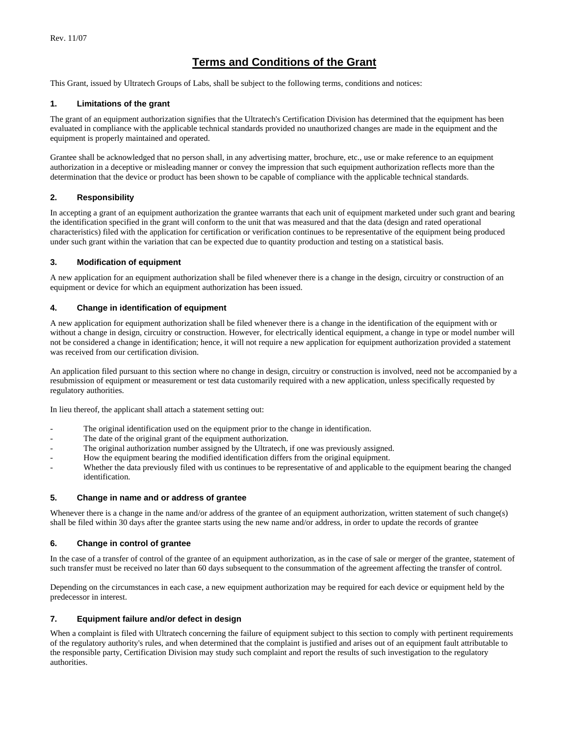Rev. 11/07

# Terms and Conditions of the Grant

This Grant, issued by Ultratech Groups of Labs, shall be subject to the following terms, conditions and notices:

### 1. Limitations of the grant

The grant of an equipment authorization signifies that the Ultratech's Certification Division has determined that the equipment has been evaluated in compliance with the applicable technical standards provided no unauthorized changes are made in the equipment and the equipment is properly maintained and operated.

Grantee shall be acknowledged that no person shall, in any advertising matter, brochure, etc., use or make reference to an equipment authorization in a deceptive or misleading manner or convey the impression that such equipment authorization reflects more than the determination that the device or product has been shown to be capable of compliance with the applicable technical standards.

### 2. Responsibility

In accepting a grant of an equipment authorization the grantee warrants that each unit of equipment marketed under such grant and bearing the identification specified in the grant will conform to the unit that was measured and that the data (design and rated operational characteristics) filed with the application for certification or verification continues to be representative of the equipment being produced under such grant within the variation that can be expected due to quantity production and testing on a statistical basis.

### 3. Modification of equipment

A new application for an equipment authorization shall be filed whenever there is a change in the design, circuitry or construction of an equipment or device for which an equipment authorization has been issued.

### 4. Change in identification of equipment

A new application for equipment authorization shall be filed whenever there is a change in the identification of the equipment with or without a change in design, circuitry or construction. However, for electrically identical equipment, a change in type or model number will not be considered a change in identification; hence, it will not require a new application for equipment authorization provided a statement was received from our certification division.

An application filed pursuant to this section where no change in design, circuitry or construction is involved, need not be accompanied by a resubmission of equipment or measurement or test data customarily required with a new application, unless specifically requested by regulatory authorities.

In lieu thereof, the applicant shall attach a statement setting out:

- The original identification used on the equipment prior to the change in identification.
- The date of the original grant of the equipment authorization.
- The original authorization number assigned by the Ultratech, if one was previously assigned.
- How the equipment bearing the modified identification differs from the original equipment.
- Whether the data previously filed with us continues to be representative of and applicable to the equipment bearing the changed identification.

### 5. Change in name and or address of grantee

Whenever there is a change in the name and/or address of the grantee of an equipment authorization, written statement of such change(s) shall be filed within 30 days after the grantee starts using the new name and/or address, in order to update the records of grantee

### 6. Change in control of grantee

In the case of a transfer of control of the grantee of an equipment authorization, as in the case of sale or merger of the grantee, statement of such transfer must be received no later than 60 days subsequent to the consummation of the agreement affecting the transfer of control.

Depending on the circumstances in each case, a new equipment authorization may be required for each device or equipment held by the predecessor in interest.

### 7. Equipment failure and/or defect in design

When a complaint is filed with Ultratech concerning the failure of equipment subject to this section to comply with pertinent requirements of the regulatory authority's rules, and when determined that the complaint is justified and arises out of an equipment fault attributable to the responsible party, Certification Division may study such complaint and report the results of such investigation to the regulatory authorities.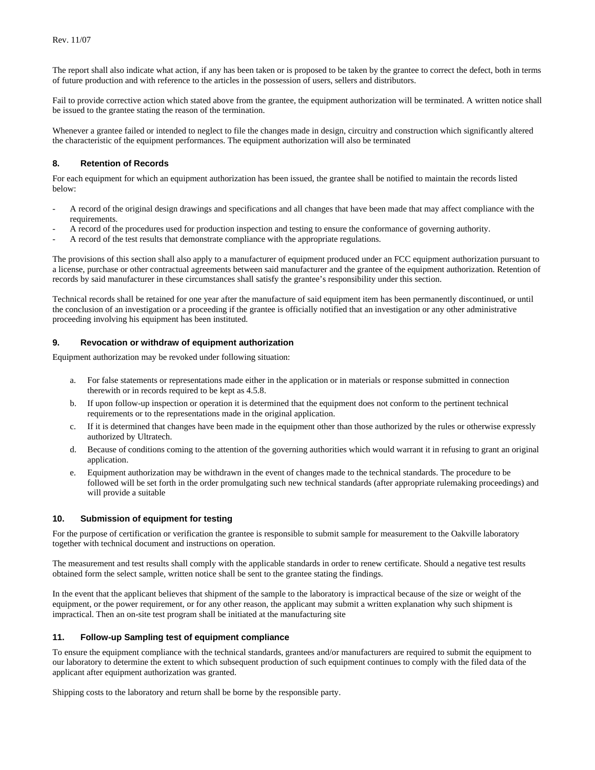The report shall also indicate what action, if any has been taken or is proposed to be taken by the grantee to correct the defect, both in terms of future production and with reference to the articles in the possession of users, sellers and distributors.

Fail to provide corrective action which stated above from the grantee, the equipment authorization will be terminated. A written notice shall be issued to the grantee stating the reason of the termination.

Whenever a grantee failed or intended to neglect to file the changes made in design, circuitry and construction which significantly altered the characteristic of the equipment performances. The equipment authorization will also be terminated

### 8. Retention of Records

For each equipment for which an equipment authorization has been issued, the grantee shall be notified to maintain the records listed below:

- A record of the original design drawings and specifications and all changes that have been made that may affect compliance with the requirements.
- A record of the procedures used for production inspection and testing to ensure the conformance of governing authority.
- A record of the test results that demonstrate compliance with the appropriate regulations.

The provisions of this section shall also apply to a manufacturer of equipment produced under an FCC equipment authorization pursuant to a license, purchase or other contractual agreements between said manufacturer and the grantee of the equipment authorization. Retention of records by said manufacturer in these circumstances shall satisfy the grantee's responsibility under this section.

Technical records shall be retained for one year after the manufacture of said equipment item has been permanently discontinued, or until the conclusion of an investigation or a proceeding if the grantee is officially notified that an investigation or any other administrative proceeding involving his equipment has been instituted.

### 9. Revocation or withdraw of equipment authorization

Equipment authorization may be revoked under following situation:

a. For false statements or representations made either in the application or in materials or response submitted in connection therewith or in records required to be kept as 4.5.8.
b. If upon follow-up inspection or operation it is determined that the equipment does not conform to the pertinent technical requirements or to the representations made in the original application.
c. If it is determined that changes have been made in the equipment other than those authorized by the rules or otherwise expressly authorized by Ultratech.
d. Because of conditions coming to the attention of the governing authorities which would warrant it in refusing to grant an original application.
e. Equipment authorization may be withdrawn in the event of changes made to the technical standards. The procedure to be followed will be set forth in the order promulgating such new technical standards (after appropriate rulemaking proceedings) and will provide a suitable

### 10. Submission of equipment for testing

For the purpose of certification or verification the grantee is responsible to submit sample for measurement to the Oakville laboratory together with technical document and instructions on operation.

The measurement and test results shall comply with the applicable standards in order to renew certificate. Should a negative test results obtained form the select sample, written notice shall be sent to the grantee stating the findings.

In the event that the applicant believes that shipment of the sample to the laboratory is impractical because of the size or weight of the equipment, or the power requirement, or for any other reason, the applicant may submit a written explanation why such shipment is impractical. Then an on-site test program shall be initiated at the manufacturing site

### 11. Follow-up Sampling test of equipment compliance

To ensure the equipment compliance with the technical standards, grantees and/or manufacturers are required to submit the equipment to our laboratory to determine the extent to which subsequent production of such equipment continues to comply with the filed data of the applicant after equipment authorization was granted.

Shipping costs to the laboratory and return shall be borne by the responsible party.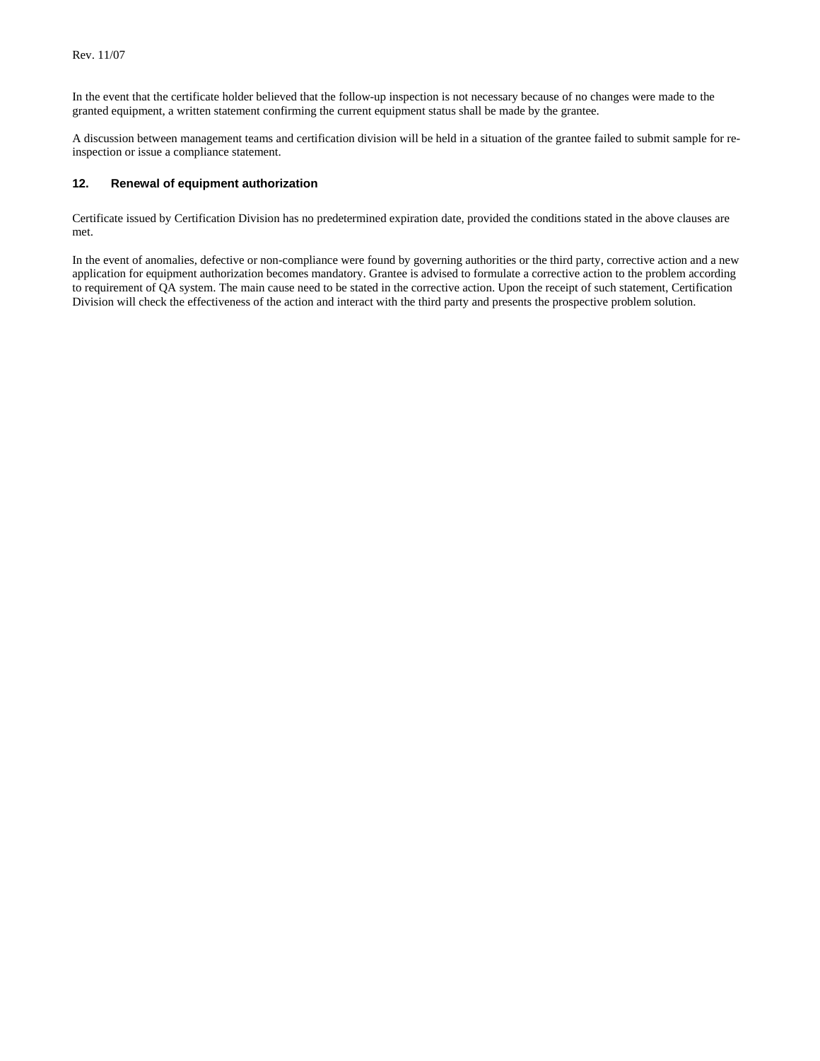In the event that the certificate holder believed that the follow-up inspection is not necessary because of no changes were made to the granted equipment, a written statement confirming the current equipment status shall be made by the grantee.

A discussion between management teams and certification division will be held in a situation of the grantee failed to submit sample for re-inspection or issue a compliance statement.

## 12. Renewal of equipment authorization

Certificate issued by Certification Division has no predetermined expiration date, provided the conditions stated in the above clauses are met.

In the event of anomalies, defective or non-compliance were found by governing authorities or the third party, corrective action and a new application for equipment authorization becomes mandatory. Grantee is advised to formulate a corrective action to the problem according to requirement of QA system. The main cause need to be stated in the corrective action. Upon the receipt of such statement, Certification Division will check the effectiveness of the action and interact with the third party and presents the prospective problem solution.